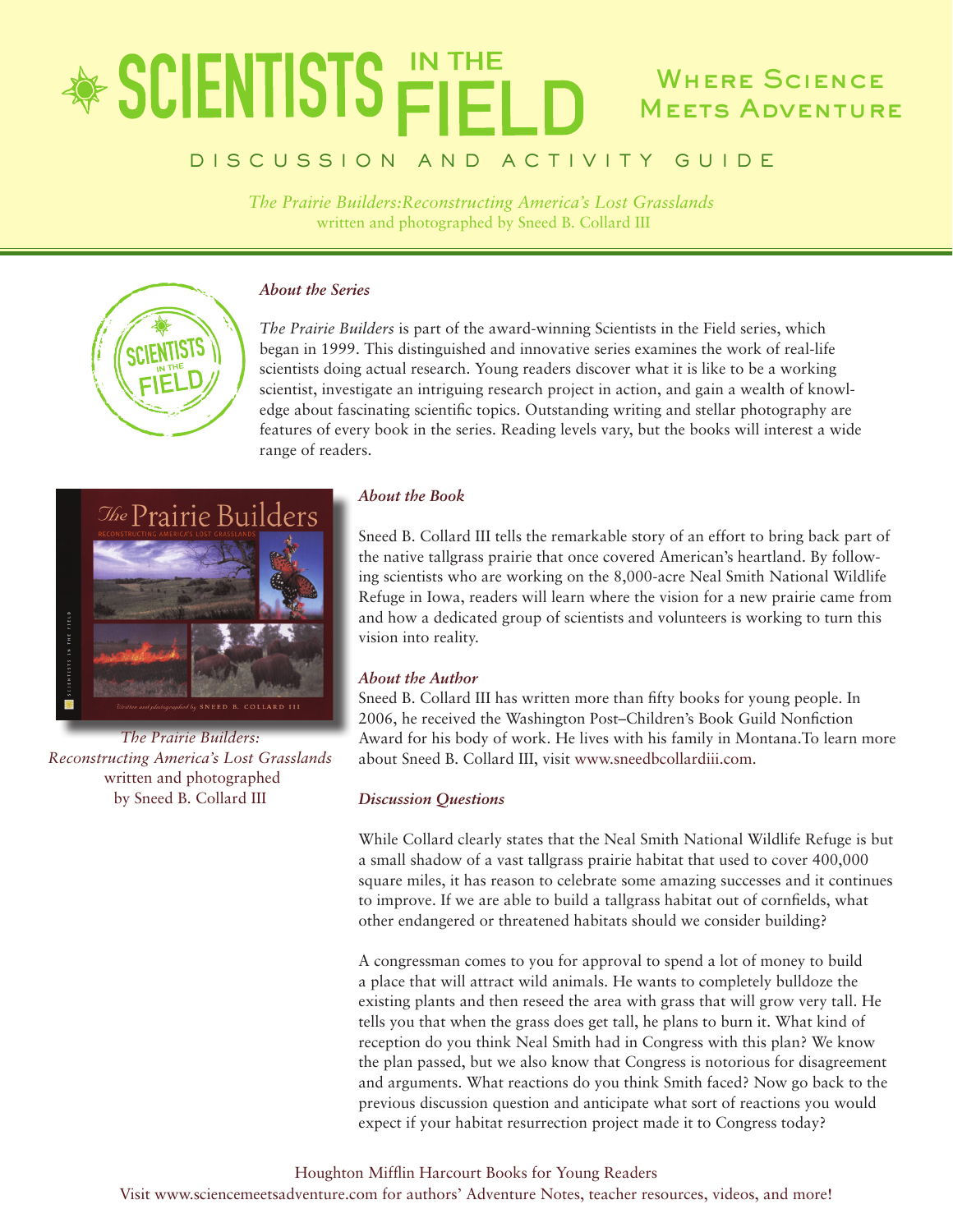# SCIENTISTS IN THE FIELD

## Where Science Meets Adventure

### DISCUSSION AND ACTIVITY GUIDE

*The Prairie Builders:Reconstructing America's Lost Grasslands*
written and photographed by Sneed B. Collard III

### *About the Series*

*The Prairie Builders* is part of the award-winning Scientists in the Field series, which began in 1999. This distinguished and innovative series examines the work of real-life scientists doing actual research. Young readers discover what it is like to be a working scientist, investigate an intriguing research project in action, and gain a wealth of knowledge about fascinating scientific topics. Outstanding writing and stellar photography are features of every book in the series. Reading levels vary, but the books will interest a wide range of readers.

*The Prairie Builders: Reconstructing America's Lost Grasslands*
written and photographed by Sneed B. Collard III

### *About the Book*

Sneed B. Collard III tells the remarkable story of an effort to bring back part of the native tallgrass prairie that once covered American's heartland. By following scientists who are working on the 8,000-acre Neal Smith National Wildlife Refuge in Iowa, readers will learn where the vision for a new prairie came from and how a dedicated group of scientists and volunteers is working to turn this vision into reality.

### *About the Author*

Sneed B. Collard III has written more than fifty books for young people. In 2006, he received the Washington Post–Children's Book Guild Nonfiction Award for his body of work. He lives with his family in Montana.To learn more about Sneed B. Collard III, visit www.sneedbcollardiii.com.

### *Discussion Questions*

While Collard clearly states that the Neal Smith National Wildlife Refuge is but a small shadow of a vast tallgrass prairie habitat that used to cover 400,000 square miles, it has reason to celebrate some amazing successes and it continues to improve. If we are able to build a tallgrass habitat out of cornfields, what other endangered or threatened habitats should we consider building?

A congressman comes to you for approval to spend a lot of money to build a place that will attract wild animals. He wants to completely bulldoze the existing plants and then reseed the area with grass that will grow very tall. He tells you that when the grass does get tall, he plans to burn it. What kind of reception do you think Neal Smith had in Congress with this plan? We know the plan passed, but we also know that Congress is notorious for disagreement and arguments. What reactions do you think Smith faced? Now go back to the previous discussion question and anticipate what sort of reactions you would expect if your habitat resurrection project made it to Congress today?

Houghton Mifflin Harcourt Books for Young Readers
Visit www.sciencemeetsadventure.com for authors' Adventure Notes, teacher resources, videos, and more!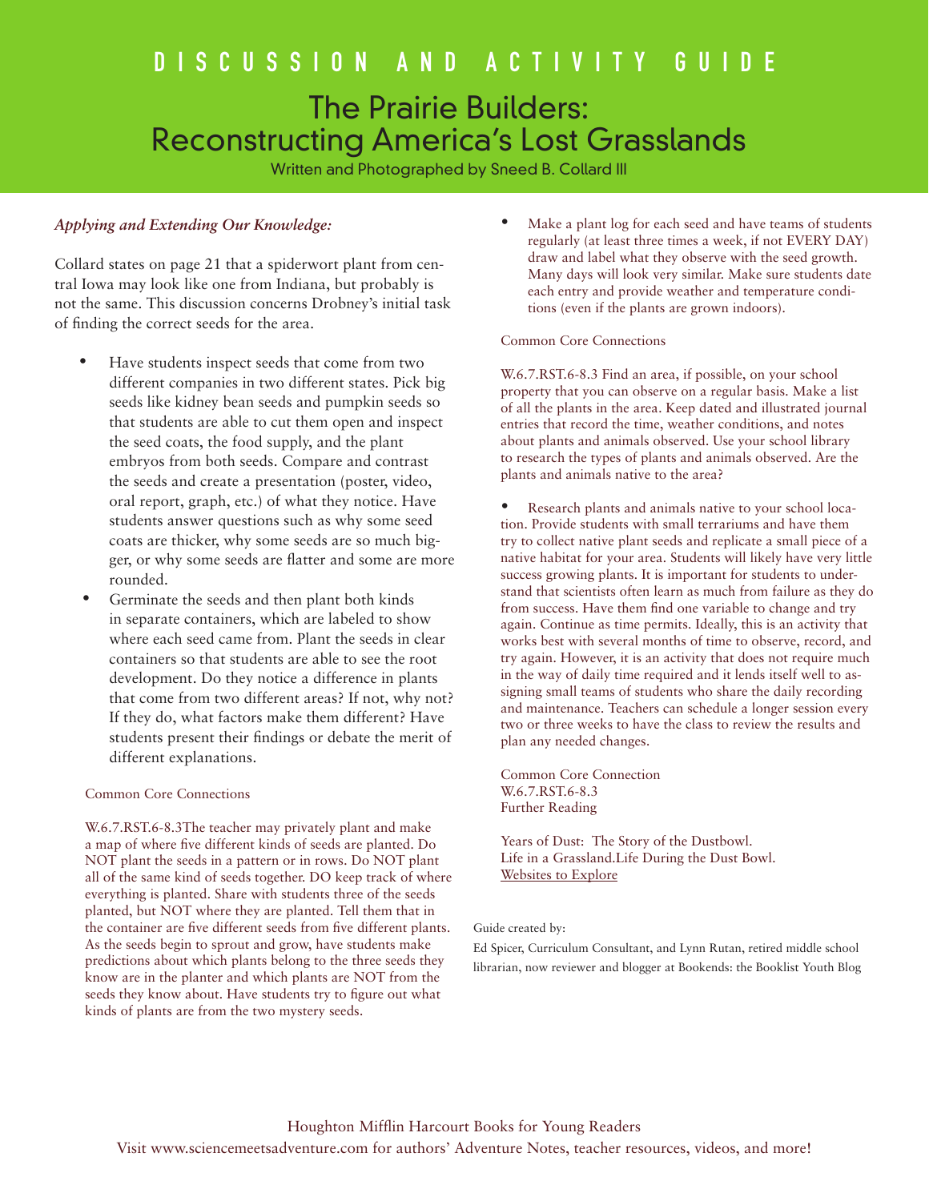# DISCUSSION AND ACTIVITY GUIDE

## The Prairie Builders: Reconstructing America's Lost Grasslands

Written and Photographed by Sneed B. Collard III

### *Applying and Extending Our Knowledge:*

Collard states on page 21 that a spiderwort plant from central Iowa may look like one from Indiana, but probably is not the same. This discussion concerns Drobney's initial task of finding the correct seeds for the area.

- Have students inspect seeds that come from two different companies in two different states. Pick big seeds like kidney bean seeds and pumpkin seeds so that students are able to cut them open and inspect the seed coats, the food supply, and the plant embryos from both seeds. Compare and contrast the seeds and create a presentation (poster, video, oral report, graph, etc.) of what they notice. Have students answer questions such as why some seed coats are thicker, why some seeds are so much bigger, or why some seeds are flatter and some are more rounded.
- Germinate the seeds and then plant both kinds in separate containers, which are labeled to show where each seed came from. Plant the seeds in clear containers so that students are able to see the root development. Do they notice a difference in plants that come from two different areas? If not, why not? If they do, what factors make them different? Have students present their findings or debate the merit of different explanations.

Common Core Connections

W.6.7.RST.6-8.3The teacher may privately plant and make a map of where five different kinds of seeds are planted. Do NOT plant the seeds in a pattern or in rows. Do NOT plant all of the same kind of seeds together. DO keep track of where everything is planted. Share with students three of the seeds planted, but NOT where they are planted. Tell them that in the container are five different seeds from five different plants. As the seeds begin to sprout and grow, have students make predictions about which plants belong to the three seeds they know are in the planter and which plants are NOT from the seeds they know about. Have students try to figure out what kinds of plants are from the two mystery seeds.

- Make a plant log for each seed and have teams of students regularly (at least three times a week, if not EVERY DAY) draw and label what they observe with the seed growth. Many days will look very similar. Make sure students date each entry and provide weather and temperature conditions (even if the plants are grown indoors).

Common Core Connections

W.6.7.RST.6-8.3 Find an area, if possible, on your school property that you can observe on a regular basis. Make a list of all the plants in the area. Keep dated and illustrated journal entries that record the time, weather conditions, and notes about plants and animals observed. Use your school library to research the types of plants and animals observed. Are the plants and animals native to the area?

- Research plants and animals native to your school location. Provide students with small terrariums and have them try to collect native plant seeds and replicate a small piece of a native habitat for your area. Students will likely have very little success growing plants. It is important for students to understand that scientists often learn as much from failure as they do from success. Have them find one variable to change and try again. Continue as time permits. Ideally, this is an activity that works best with several months of time to observe, record, and try again. However, it is an activity that does not require much in the way of daily time required and it lends itself well to assigning small teams of students who share the daily recording and maintenance. Teachers can schedule a longer session every two or three weeks to have the class to review the results and plan any needed changes.

Common Core Connection
W.6.7.RST.6-8.3
Further Reading

Years of Dust: The Story of the Dustbowl.
Life in a Grassland.Life During the Dust Bowl.
Websites to Explore

Guide created by:

Ed Spicer, Curriculum Consultant, and Lynn Rutan, retired middle school librarian, now reviewer and blogger at Bookends: the Booklist Youth Blog

Houghton Mifflin Harcourt Books for Young Readers
Visit www.sciencemeetsadventure.com for authors' Adventure Notes, teacher resources, videos, and more!